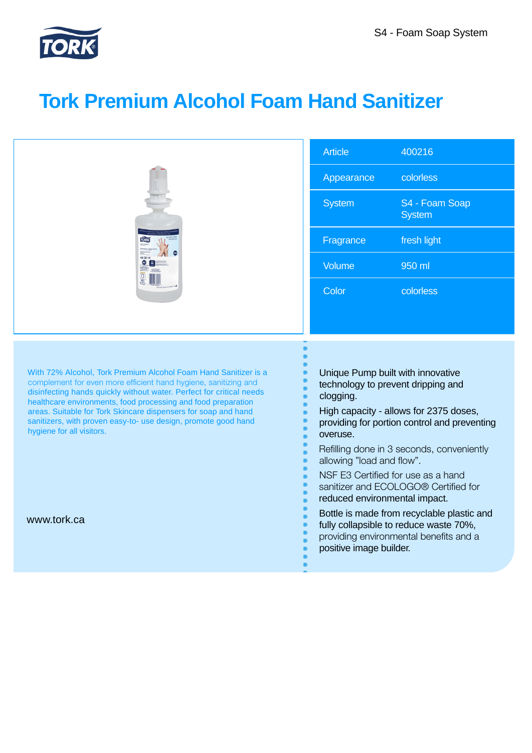S4 - Foam Soap System

# Tork Premium Alcohol Foam Hand Sanitizer

| Article | 400216 |
|---|---|
| Appearance | colorless |
| System | S4 - Foam Soap System |
| Fragrance | fresh light |
| Volume | 950 ml |
| Color | colorless |

With 72% Alcohol, Tork Premium Alcohol Foam Hand Sanitizer is a complement for even more efficient hand hygiene, sanitizing and disinfecting hands quickly without water. Perfect for critical needs healthcare environments, food processing and food preparation areas. Suitable for Tork Skincare dispensers for soap and hand sanitizers, with proven easy-to- use design, promote good hand hygiene for all visitors.

www.tork.ca

- Unique Pump built with innovative technology to prevent dripping and clogging.
- High capacity - allows for 2375 doses, providing for portion control and preventing overuse.
- Refilling done in 3 seconds, conveniently allowing "load and flow".
- NSF E3 Certified for use as a hand sanitizer and ECOLOGO® Certified for reduced environmental impact.
- Bottle is made from recyclable plastic and fully collapsible to reduce waste 70%, providing environmental benefits and a positive image builder.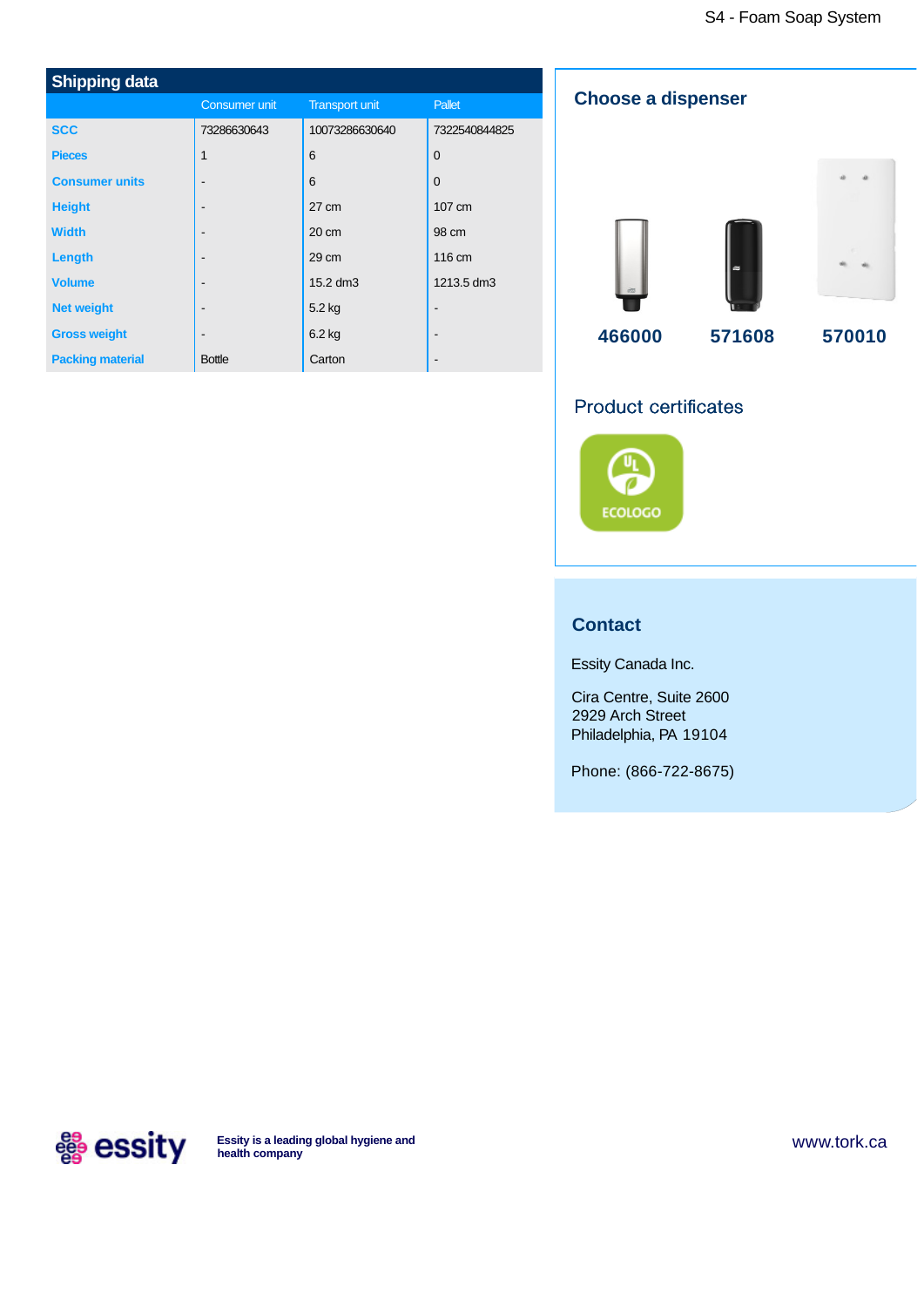## Shipping data

| | Consumer unit | Transport unit | Pallet |
|---|---|---|---|
| SCC | 73286630643 | 10073286630640 | 7322540844825 |
| Pieces | 1 | 6 | 0 |
| Consumer units | - | 6 | 0 |
| Height | - | 27 cm | 107 cm |
| Width | - | 20 cm | 98 cm |
| Length | - | 29 cm | 116 cm |
| Volume | - | 15.2 dm3 | 1213.5 dm3 |
| Net weight | - | 5.2 kg | - |
| Gross weight | - | 6.2 kg | - |
| Packing material | Bottle | Carton | - |

## Choose a dispenser

466000

571608

570010

## Product certificates

ECOLOGO

## Contact

Essity Canada Inc.

Cira Centre, Suite 2600
2929 Arch Street
Philadelphia, PA 19104

Phone: (866-722-8675)

essity

Essity is a leading global hygiene and health company

www.tork.ca